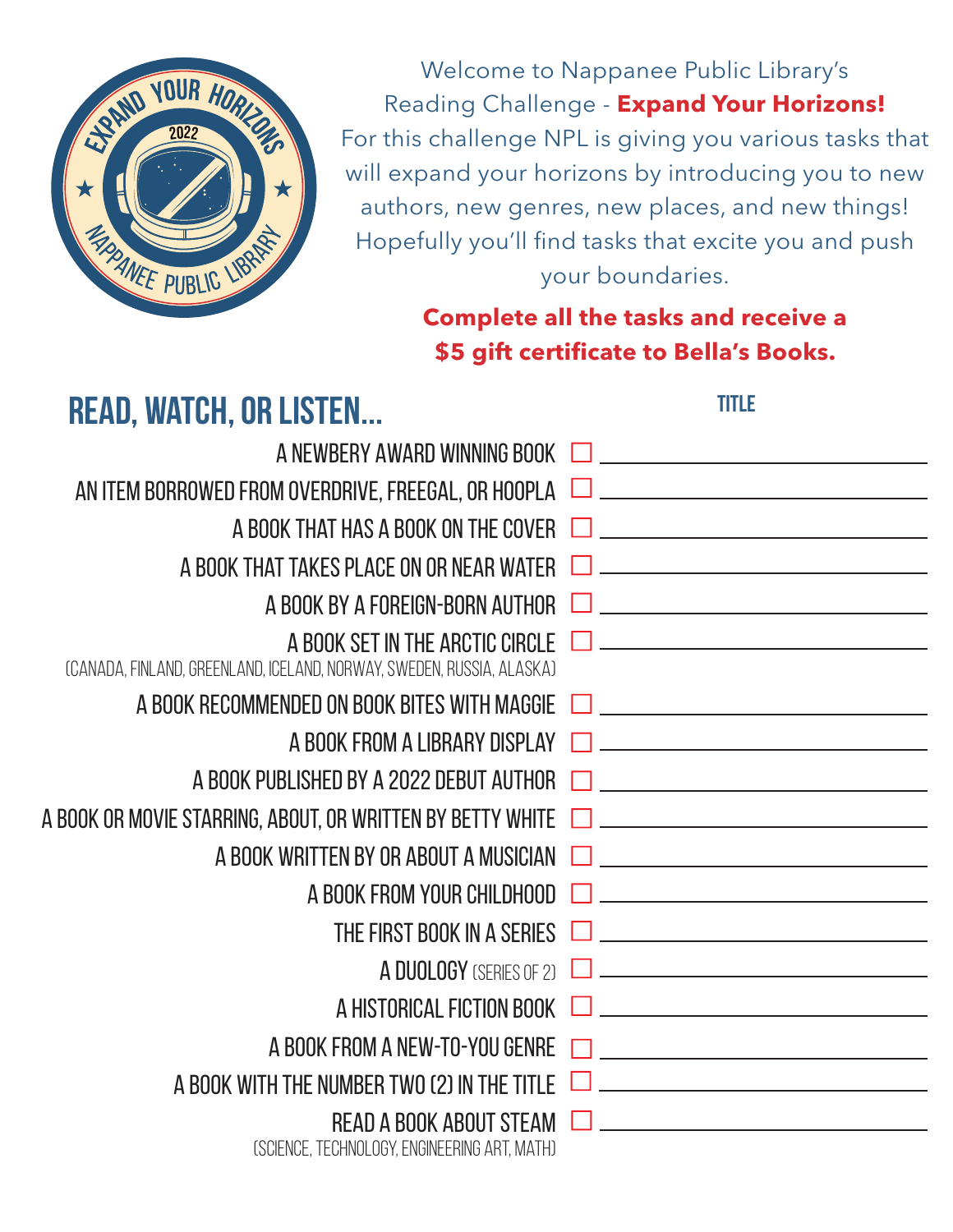Welcome to Nappanee Public Library's Reading Challenge - **Expand Your Horizons!**
For this challenge NPL is giving you various tasks that will expand your horizons by introducing you to new authors, new genres, new places, and new things! Hopefully you'll find tasks that excite you and push your boundaries.

**Complete all the tasks and receive a $5 gift certificate to Bella's Books.**

## READ, WATCH, OR LISTEN...

| Task | | Title |
|---|---|---|
| A NEWBERY AWARD WINNING BOOK | ☐ | |
| AN ITEM BORROWED FROM OVERDRIVE, FREEGAL, OR HOOPLA | ☐ | |
| A BOOK THAT HAS A BOOK ON THE COVER | ☐ | |
| A BOOK THAT TAKES PLACE ON OR NEAR WATER | ☐ | |
| A BOOK BY A FOREIGN-BORN AUTHOR | ☐ | |
| A BOOK SET IN THE ARCTIC CIRCLE (CANADA, FINLAND, GREENLAND, ICELAND, NORWAY, SWEDEN, RUSSIA, ALASKA) | ☐ | |
| A BOOK RECOMMENDED ON BOOK BITES WITH MAGGIE | ☐ | |
| A BOOK FROM A LIBRARY DISPLAY | ☐ | |
| A BOOK PUBLISHED BY A 2022 DEBUT AUTHOR | ☐ | |
| A BOOK OR MOVIE STARRING, ABOUT, OR WRITTEN BY BETTY WHITE | ☐ | |
| A BOOK WRITTEN BY OR ABOUT A MUSICIAN | ☐ | |
| A BOOK FROM YOUR CHILDHOOD | ☐ | |
| THE FIRST BOOK IN A SERIES | ☐ | |
| A DUOLOGY (SERIES OF 2) | ☐ | |
| A HISTORICAL FICTION BOOK | ☐ | |
| A BOOK FROM A NEW-TO-YOU GENRE | ☐ | |
| A BOOK WITH THE NUMBER TWO (2) IN THE TITLE | ☐ | |
| READ A BOOK ABOUT STEAM (SCIENCE, TECHNOLOGY, ENGINEERING ART, MATH) | ☐ | |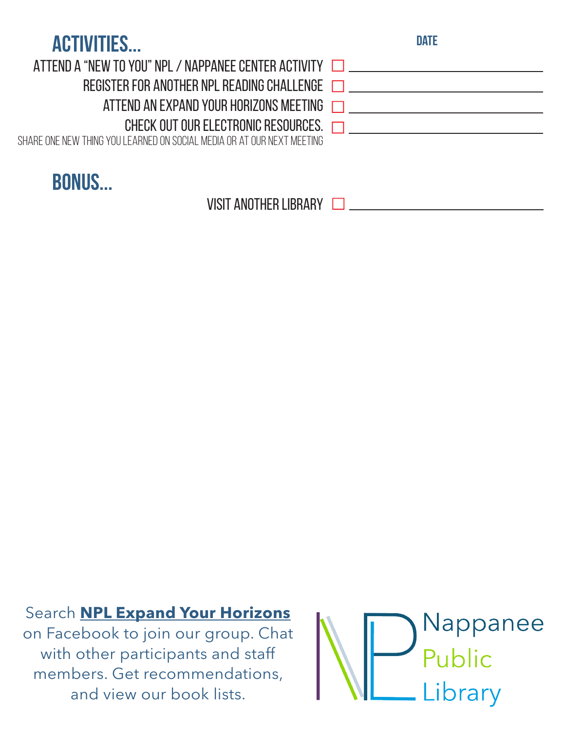## ACTIVITIES...

DATE

- ATTEND A "NEW TO YOU" NPL / NAPPANEE CENTER ACTIVITY ☐ ____________________
- REGISTER FOR ANOTHER NPL READING CHALLENGE ☐ ____________________
- ATTEND AN EXPAND YOUR HORIZONS MEETING ☐ ____________________
- CHECK OUT OUR ELECTRONIC RESOURCES. ☐ ____________________
  SHARE ONE NEW THING YOU LEARNED ON SOCIAL MEDIA OR AT OUR NEXT MEETING

## BONUS...

- VISIT ANOTHER LIBRARY ☐ ____________________

Search **NPL Expand Your Horizons** on Facebook to join our group. Chat with other participants and staff members. Get recommendations, and view our book lists.

Nappanee Public Library